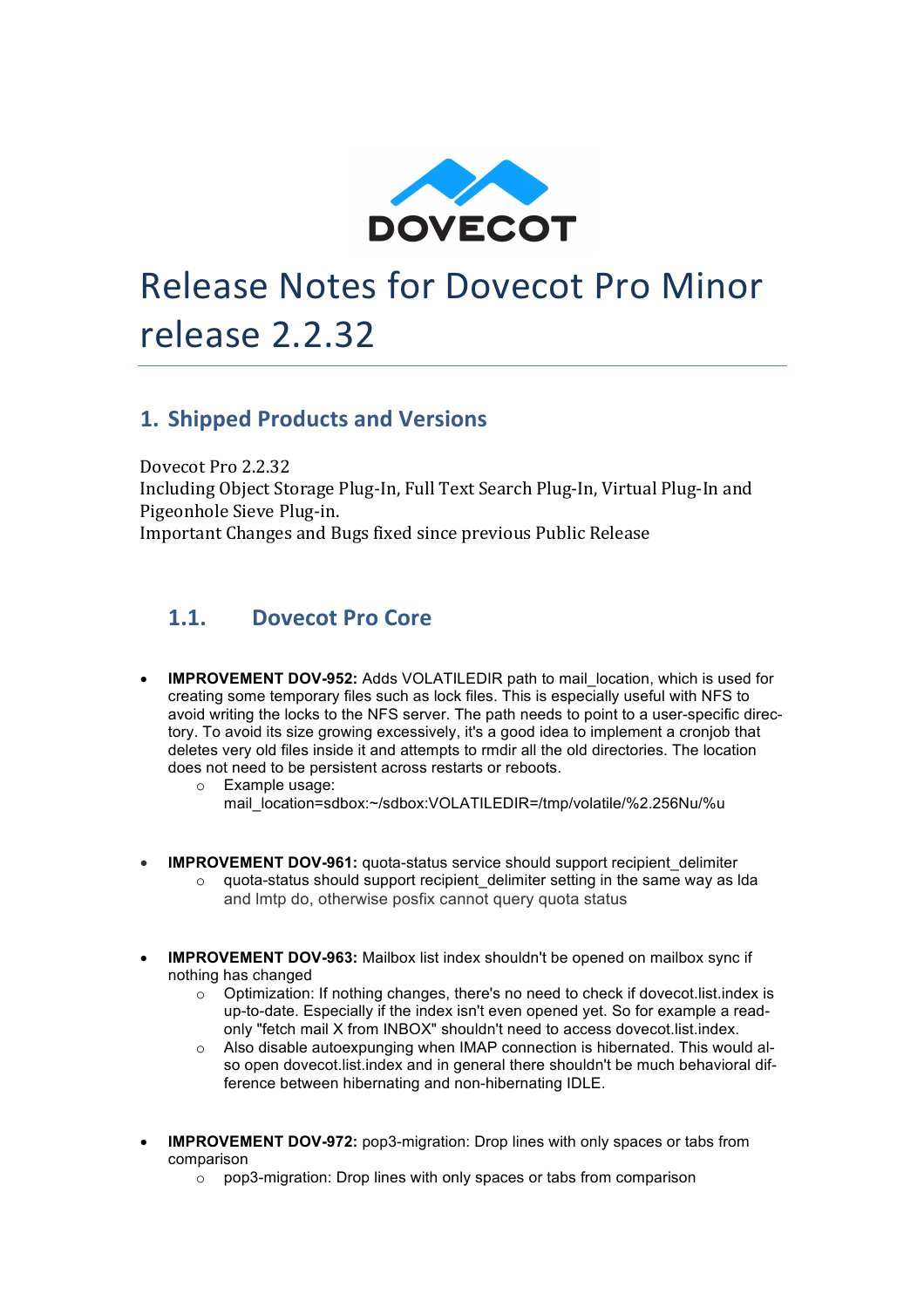# Release Notes for Dovecot Pro Minor release 2.2.32

## 1. Shipped Products and Versions

Dovecot Pro 2.2.32
Including Object Storage Plug-In, Full Text Search Plug-In, Virtual Plug-In and Pigeonhole Sieve Plug-in.
Important Changes and Bugs fixed since previous Public Release

### 1.1. Dovecot Pro Core

- **IMPROVEMENT DOV-952:** Adds VOLATILEDIR path to mail_location, which is used for creating some temporary files such as lock files. This is especially useful with NFS to avoid writing the locks to the NFS server. The path needs to point to a user-specific directory. To avoid its size growing excessively, it's a good idea to implement a cronjob that deletes very old files inside it and attempts to rmdir all the old directories. The location does not need to be persistent across restarts or reboots.
  - Example usage: mail_location=sdbox:~/sdbox:VOLATILEDIR=/tmp/volatile/%2.256Nu/%u

- **IMPROVEMENT DOV-961:** quota-status service should support recipient_delimiter
  - quota-status should support recipient_delimiter setting in the same way as lda and lmtp do, otherwise posfix cannot query quota status

- **IMPROVEMENT DOV-963:** Mailbox list index shouldn't be opened on mailbox sync if nothing has changed
  - Optimization: If nothing changes, there's no need to check if dovecot.list.index is up-to-date. Especially if the index isn't even opened yet. So for example a read-only "fetch mail X from INBOX" shouldn't need to access dovecot.list.index.
  - Also disable autoexpunging when IMAP connection is hibernated. This would also open dovecot.list.index and in general there shouldn't be much behavioral difference between hibernating and non-hibernating IDLE.

- **IMPROVEMENT DOV-972:** pop3-migration: Drop lines with only spaces or tabs from comparison
  - pop3-migration: Drop lines with only spaces or tabs from comparison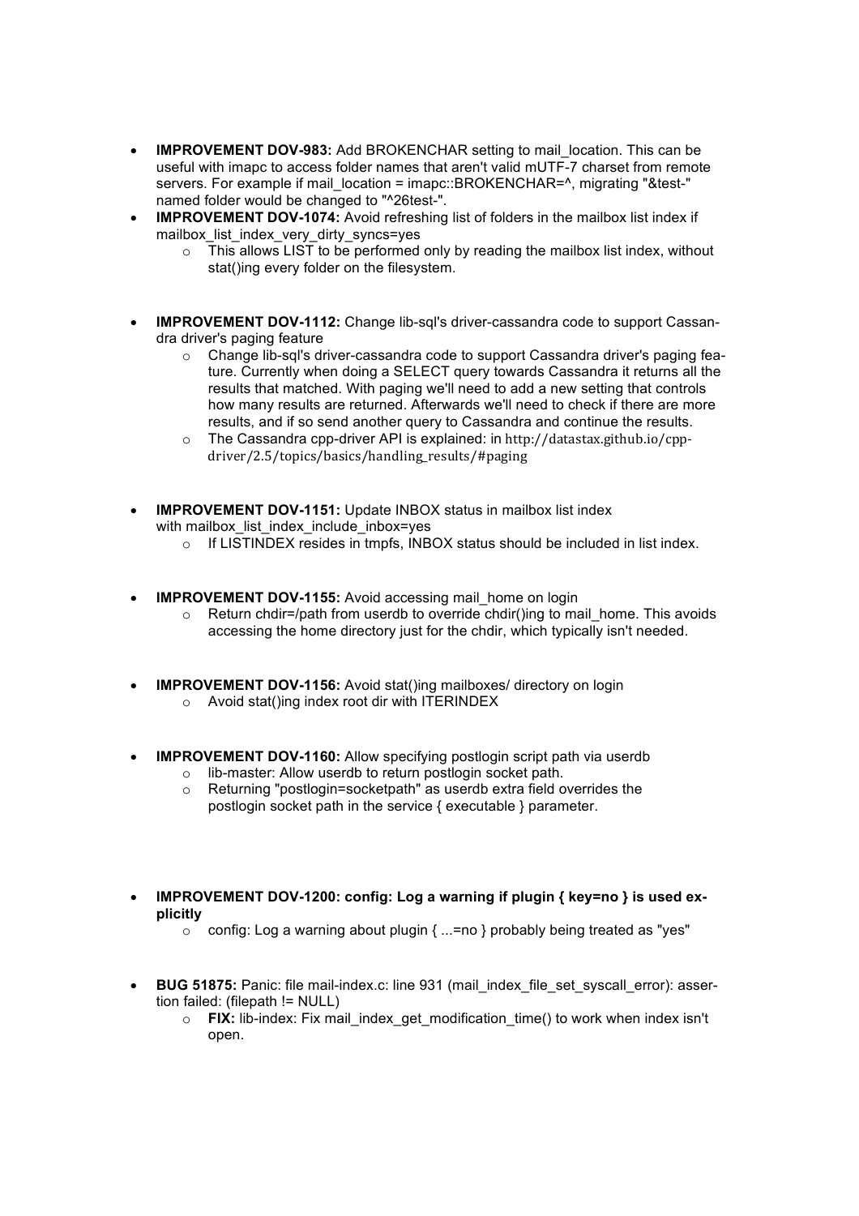- **IMPROVEMENT DOV-983:** Add BROKENCHAR setting to mail_location. This can be useful with imapc to access folder names that aren't valid mUTF-7 charset from remote servers. For example if mail_location = imapc::BROKENCHAR=^, migrating "&test-" named folder would be changed to "^26test-".
- **IMPROVEMENT DOV-1074:** Avoid refreshing list of folders in the mailbox list index if mailbox_list_index_very_dirty_syncs=yes
    - This allows LIST to be performed only by reading the mailbox list index, without stat()ing every folder on the filesystem.

- **IMPROVEMENT DOV-1112:** Change lib-sql's driver-cassandra code to support Cassandra driver's paging feature
    - Change lib-sql's driver-cassandra code to support Cassandra driver's paging feature. Currently when doing a SELECT query towards Cassandra it returns all the results that matched. With paging we'll need to add a new setting that controls how many results are returned. Afterwards we'll need to check if there are more results, and if so send another query to Cassandra and continue the results.
    - The Cassandra cpp-driver API is explained: in http://datastax.github.io/cpp-driver/2.5/topics/basics/handling_results/#paging

- **IMPROVEMENT DOV-1151:** Update INBOX status in mailbox list index with mailbox_list_index_include_inbox=yes
    - If LISTINDEX resides in tmpfs, INBOX status should be included in list index.

- **IMPROVEMENT DOV-1155:** Avoid accessing mail_home on login
    - Return chdir=/path from userdb to override chdir()ing to mail_home. This avoids accessing the home directory just for the chdir, which typically isn't needed.

- **IMPROVEMENT DOV-1156:** Avoid stat()ing mailboxes/ directory on login
    - Avoid stat()ing index root dir with ITERINDEX

- **IMPROVEMENT DOV-1160:** Allow specifying postlogin script path via userdb
    - lib-master: Allow userdb to return postlogin socket path.
    - Returning "postlogin=socketpath" as userdb extra field overrides the postlogin socket path in the service { executable } parameter.

- **IMPROVEMENT DOV-1200: config: Log a warning if plugin { key=no } is used explicitly**
    - config: Log a warning about plugin { ...=no } probably being treated as "yes"

- **BUG 51875:** Panic: file mail-index.c: line 931 (mail_index_file_set_syscall_error): assertion failed: (filepath != NULL)
    - **FIX:** lib-index: Fix mail_index_get_modification_time() to work when index isn't open.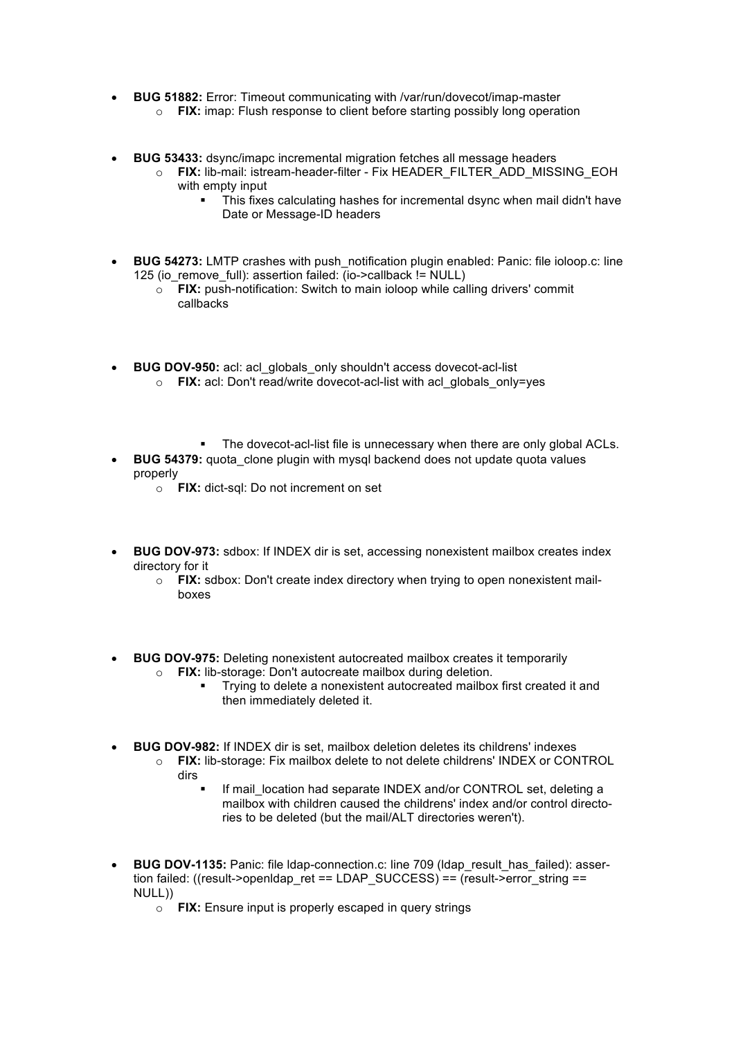- **BUG 51882:** Error: Timeout communicating with /var/run/dovecot/imap-master
    - **FIX:** imap: Flush response to client before starting possibly long operation

- **BUG 53433:** dsync/imapc incremental migration fetches all message headers
    - **FIX:** lib-mail: istream-header-filter - Fix HEADER_FILTER_ADD_MISSING_EOH with empty input
        - This fixes calculating hashes for incremental dsync when mail didn't have Date or Message-ID headers

- **BUG 54273:** LMTP crashes with push_notification plugin enabled: Panic: file ioloop.c: line 125 (io_remove_full): assertion failed: (io->callback != NULL)
    - **FIX:** push-notification: Switch to main ioloop while calling drivers' commit callbacks

- **BUG DOV-950:** acl: acl_globals_only shouldn't access dovecot-acl-list
    - **FIX:** acl: Don't read/write dovecot-acl-list with acl_globals_only=yes
        - The dovecot-acl-list file is unnecessary when there are only global ACLs.

- **BUG 54379:** quota_clone plugin with mysql backend does not update quota values properly
    - **FIX:** dict-sql: Do not increment on set

- **BUG DOV-973:** sdbox: If INDEX dir is set, accessing nonexistent mailbox creates index directory for it
    - **FIX:** sdbox: Don't create index directory when trying to open nonexistent mail-boxes

- **BUG DOV-975:** Deleting nonexistent autocreated mailbox creates it temporarily
    - **FIX:** lib-storage: Don't autocreate mailbox during deletion.
        - Trying to delete a nonexistent autocreated mailbox first created it and then immediately deleted it.

- **BUG DOV-982:** If INDEX dir is set, mailbox deletion deletes its childrens' indexes
    - **FIX:** lib-storage: Fix mailbox delete to not delete childrens' INDEX or CONTROL dirs
        - If mail_location had separate INDEX and/or CONTROL set, deleting a mailbox with children caused the childrens' index and/or control directo-ries to be deleted (but the mail/ALT directories weren't).

- **BUG DOV-1135:** Panic: file ldap-connection.c: line 709 (ldap_result_has_failed): asser-tion failed: ((result->openldap_ret == LDAP_SUCCESS) == (result->error_string == NULL))
    - **FIX:** Ensure input is properly escaped in query strings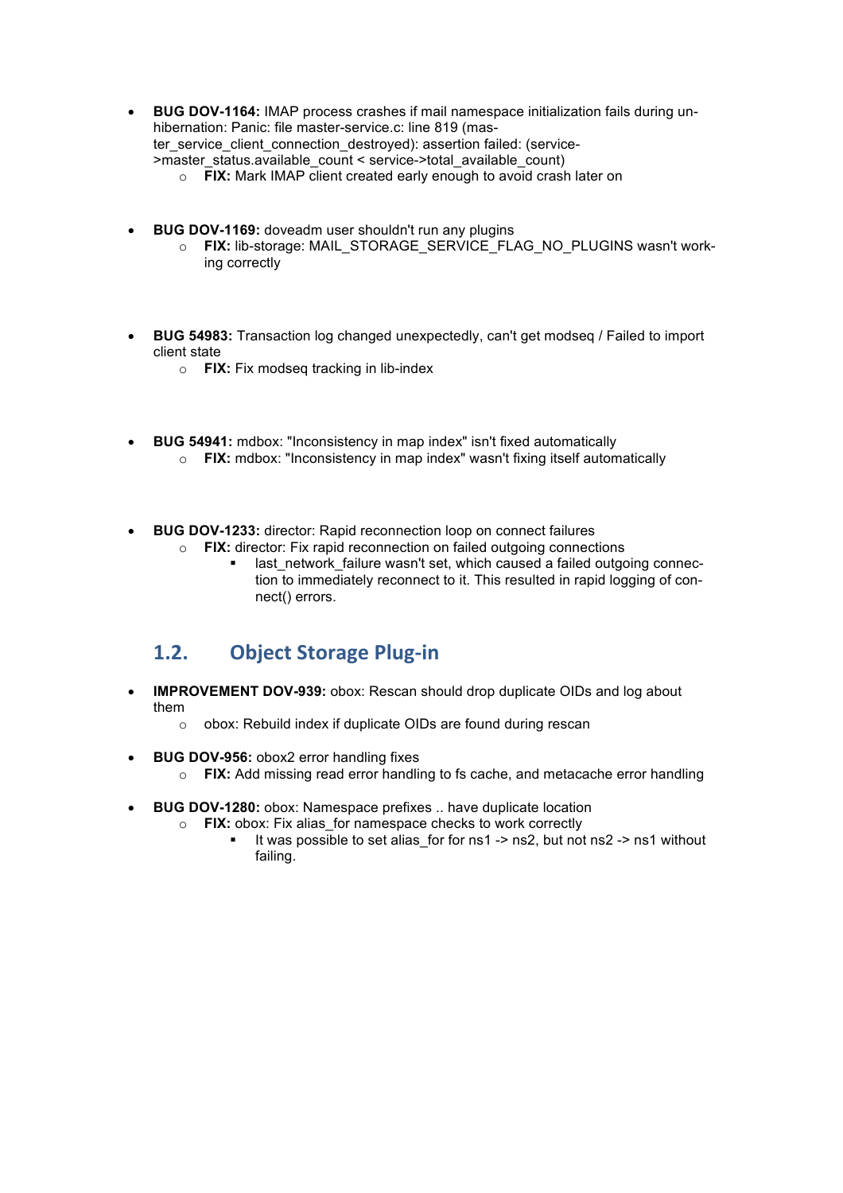- **BUG DOV-1164:** IMAP process crashes if mail namespace initialization fails during unhibernation: Panic: file master-service.c: line 819 (master_service_client_connection_destroyed): assertion failed: (service->master_status.available_count < service->total_available_count)
    - **FIX:** Mark IMAP client created early enough to avoid crash later on

- **BUG DOV-1169:** doveadm user shouldn't run any plugins
    - **FIX:** lib-storage: MAIL_STORAGE_SERVICE_FLAG_NO_PLUGINS wasn't working correctly

- **BUG 54983:** Transaction log changed unexpectedly, can't get modseq / Failed to import client state
    - **FIX:** Fix modseq tracking in lib-index

- **BUG 54941:** mdbox: "Inconsistency in map index" isn't fixed automatically
    - **FIX:** mdbox: "Inconsistency in map index" wasn't fixing itself automatically

- **BUG DOV-1233:** director: Rapid reconnection loop on connect failures
    - **FIX:** director: Fix rapid reconnection on failed outgoing connections
        - last_network_failure wasn't set, which caused a failed outgoing connection to immediately reconnect to it. This resulted in rapid logging of connect() errors.

## 1.2. Object Storage Plug-in

- **IMPROVEMENT DOV-939:** obox: Rescan should drop duplicate OIDs and log about them
    - obox: Rebuild index if duplicate OIDs are found during rescan

- **BUG DOV-956:** obox2 error handling fixes
    - **FIX:** Add missing read error handling to fs cache, and metacache error handling

- **BUG DOV-1280:** obox: Namespace prefixes .. have duplicate location
    - **FIX:** obox: Fix alias_for namespace checks to work correctly
        - It was possible to set alias_for for ns1 -> ns2, but not ns2 -> ns1 without failing.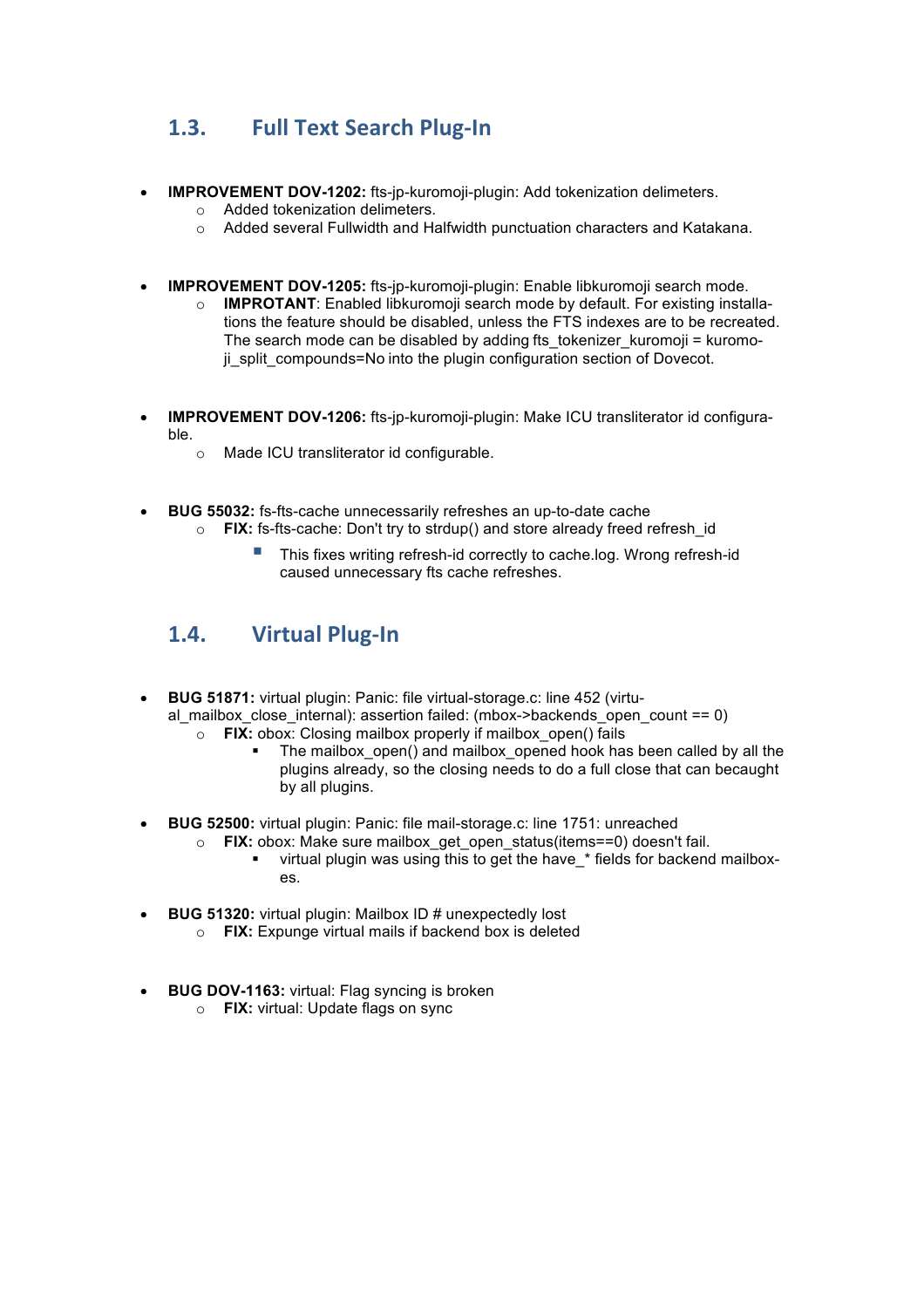## 1.3. Full Text Search Plug-In

- **IMPROVEMENT DOV-1202:** fts-jp-kuromoji-plugin: Add tokenization delimeters.
  - Added tokenization delimeters.
  - Added several Fullwidth and Halfwidth punctuation characters and Katakana.

- **IMPROVEMENT DOV-1205:** fts-jp-kuromoji-plugin: Enable libkuromoji search mode.
  - **IMPROTANT**: Enabled libkuromoji search mode by default. For existing installations the feature should be disabled, unless the FTS indexes are to be recreated. The search mode can be disabled by adding fts_tokenizer_kuromoji = kuromoji_split_compounds=No into the plugin configuration section of Dovecot.

- **IMPROVEMENT DOV-1206:** fts-jp-kuromoji-plugin: Make ICU transliterator id configurable.
  - Made ICU transliterator id configurable.

- **BUG 55032:** fs-fts-cache unnecessarily refreshes an up-to-date cache
  - **FIX:** fs-fts-cache: Don't try to strdup() and store already freed refresh_id
    - This fixes writing refresh-id correctly to cache.log. Wrong refresh-id caused unnecessary fts cache refreshes.

## 1.4. Virtual Plug-In

- **BUG 51871:** virtual plugin: Panic: file virtual-storage.c: line 452 (virtual_mailbox_close_internal): assertion failed: (mbox->backends_open_count == 0)
  - **FIX:** obox: Closing mailbox properly if mailbox_open() fails
    - The mailbox_open() and mailbox_opened hook has been called by all the plugins already, so the closing needs to do a full close that can becaught by all plugins.

- **BUG 52500:** virtual plugin: Panic: file mail-storage.c: line 1751: unreached
  - **FIX:** obox: Make sure mailbox_get_open_status(items==0) doesn't fail.
    - virtual plugin was using this to get the have_* fields for backend mailboxes.

- **BUG 51320:** virtual plugin: Mailbox ID # unexpectedly lost
  - **FIX:** Expunge virtual mails if backend box is deleted

- **BUG DOV-1163:** virtual: Flag syncing is broken
  - **FIX:** virtual: Update flags on sync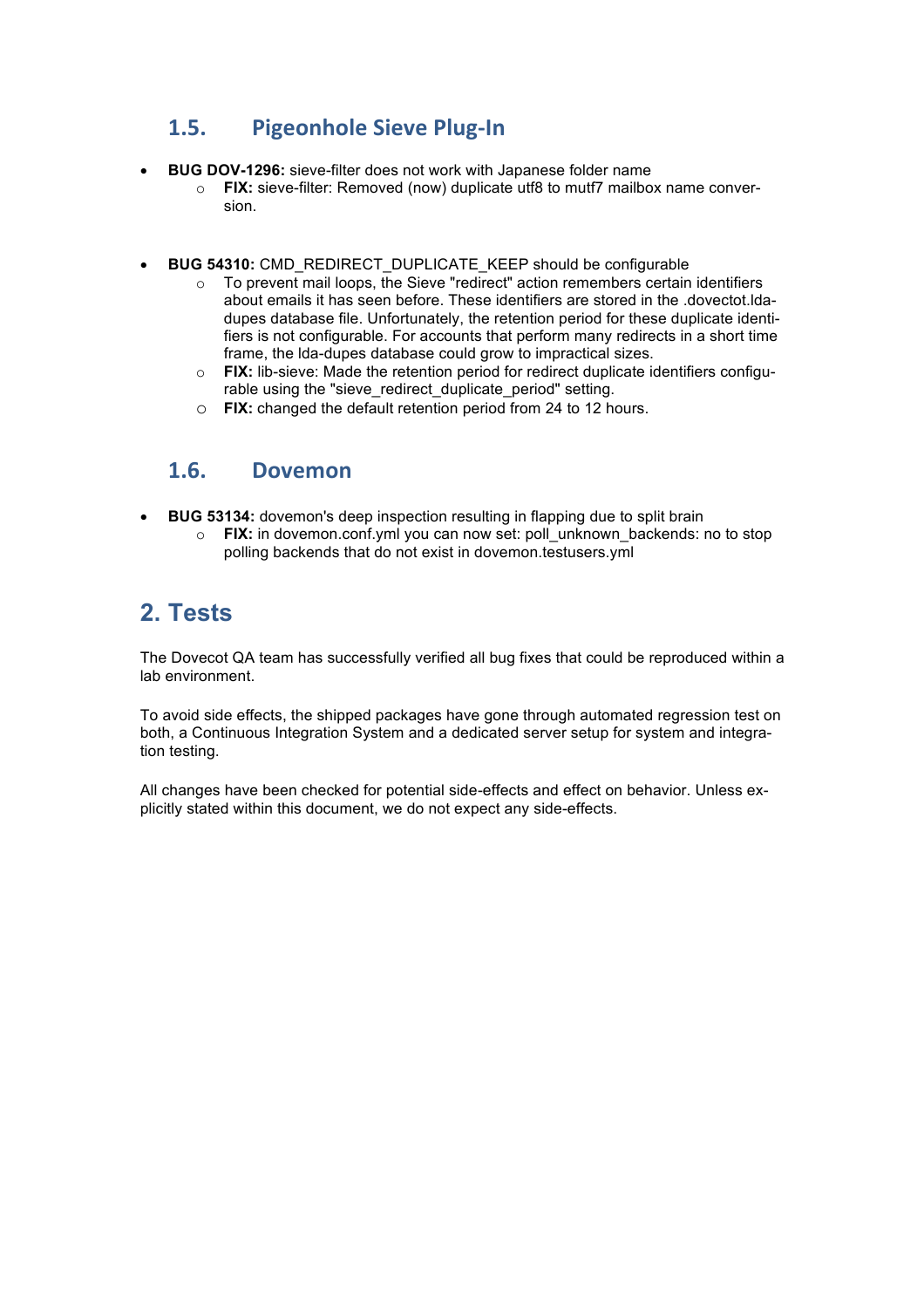### 1.5. Pigeonhole Sieve Plug-In

- **BUG DOV-1296:** sieve-filter does not work with Japanese folder name
  - **FIX:** sieve-filter: Removed (now) duplicate utf8 to mutf7 mailbox name conversion.

- **BUG 54310:** CMD_REDIRECT_DUPLICATE_KEEP should be configurable
  - To prevent mail loops, the Sieve "redirect" action remembers certain identifiers about emails it has seen before. These identifiers are stored in the .dovectot.lda-dupes database file. Unfortunately, the retention period for these duplicate identifiers is not configurable. For accounts that perform many redirects in a short time frame, the lda-dupes database could grow to impractical sizes.
  - **FIX:** lib-sieve: Made the retention period for redirect duplicate identifiers configurable using the "sieve_redirect_duplicate_period" setting.
  - **FIX:** changed the default retention period from 24 to 12 hours.

### 1.6. Dovemon

- **BUG 53134:** dovemon's deep inspection resulting in flapping due to split brain
  - **FIX:** in dovemon.conf.yml you can now set: poll_unknown_backends: no to stop polling backends that do not exist in dovemon.testusers.yml

## 2. Tests

The Dovecot QA team has successfully verified all bug fixes that could be reproduced within a lab environment.

To avoid side effects, the shipped packages have gone through automated regression test on both, a Continuous Integration System and a dedicated server setup for system and integration testing.

All changes have been checked for potential side-effects and effect on behavior. Unless explicitly stated within this document, we do not expect any side-effects.